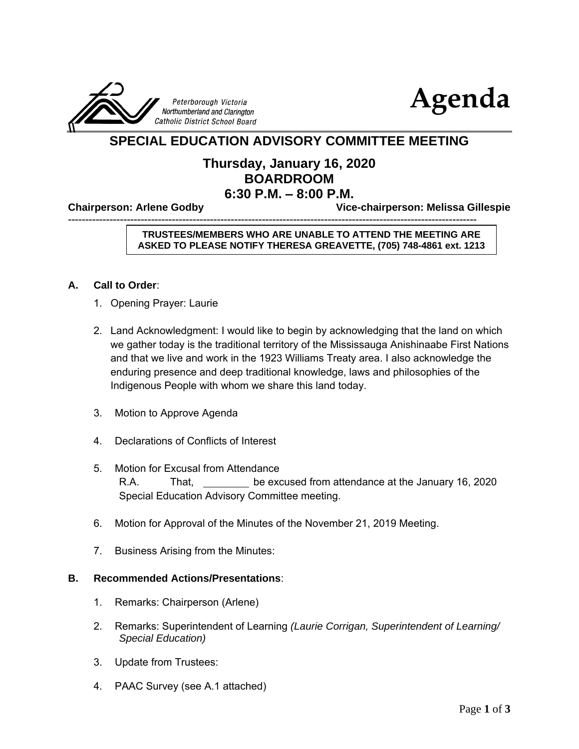Peterborough Victoria Northumberland and Clarington Catholic District School Board

# Agenda

## SPECIAL EDUCATION ADVISORY COMMITTEE MEETING

### Thursday, January 16, 2020
### BOARDROOM
### 6:30 P.M. – 8:00 P.M.

**Chairperson: Arlene Godby** **Vice-chairperson: Melissa Gillespie**

---

**TRUSTEES/MEMBERS WHO ARE UNABLE TO ATTEND THE MEETING ARE ASKED TO PLEASE NOTIFY THERESA GREAVETTE, (705) 748-4861 ext. 1213**

**A. Call to Order**:

1. Opening Prayer: Laurie

2. Land Acknowledgment: I would like to begin by acknowledging that the land on which we gather today is the traditional territory of the Mississauga Anishinaabe First Nations and that we live and work in the 1923 Williams Treaty area. I also acknowledge the enduring presence and deep traditional knowledge, laws and philosophies of the Indigenous People with whom we share this land today.

3. Motion to Approve Agenda

4. Declarations of Conflicts of Interest

5. Motion for Excusal from Attendance
   R.A. That, ________ be excused from attendance at the January 16, 2020 Special Education Advisory Committee meeting.

6. Motion for Approval of the Minutes of the November 21, 2019 Meeting.

7. Business Arising from the Minutes:

**B. Recommended Actions/Presentations**:

1. Remarks: Chairperson (Arlene)

2. Remarks: Superintendent of Learning *(Laurie Corrigan, Superintendent of Learning/ Special Education)*

3. Update from Trustees:

4. PAAC Survey (see A.1 attached)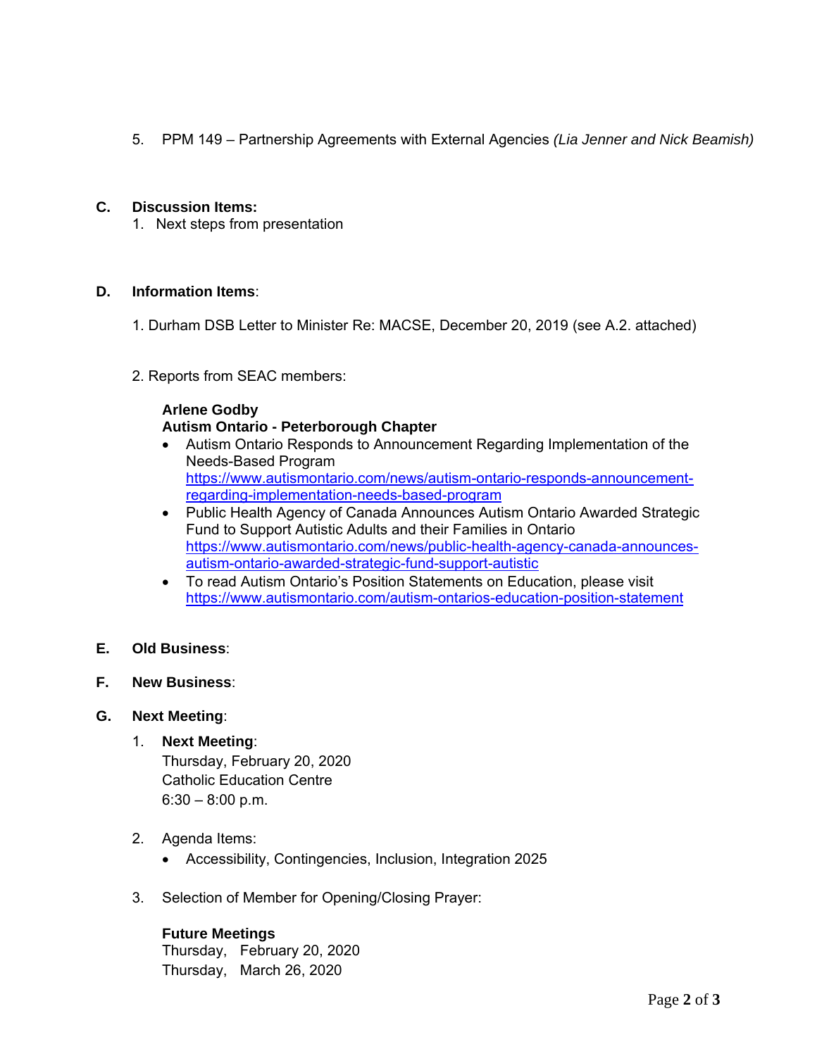5. PPM 149 – Partnership Agreements with External Agencies *(Lia Jenner and Nick Beamish)*

**C. Discussion Items:**

1. Next steps from presentation

**D. Information Items**:

1. Durham DSB Letter to Minister Re: MACSE, December 20, 2019 (see A.2. attached)

2. Reports from SEAC members:

**Arlene Godby**
**Autism Ontario - Peterborough Chapter**

- Autism Ontario Responds to Announcement Regarding Implementation of the Needs-Based Program
  https://www.autismontario.com/news/autism-ontario-responds-announcement-regarding-implementation-needs-based-program
- Public Health Agency of Canada Announces Autism Ontario Awarded Strategic Fund to Support Autistic Adults and their Families in Ontario
  https://www.autismontario.com/news/public-health-agency-canada-announces-autism-ontario-awarded-strategic-fund-support-autistic
- To read Autism Ontario's Position Statements on Education, please visit
  https://www.autismontario.com/autism-ontarios-education-position-statement

**E. Old Business**:

**F. New Business**:

**G. Next Meeting**:

1. **Next Meeting**:
   Thursday, February 20, 2020
   Catholic Education Centre
   6:30 – 8:00 p.m.

2. Agenda Items:
   - Accessibility, Contingencies, Inclusion, Integration 2025

3. Selection of Member for Opening/Closing Prayer:

**Future Meetings**
Thursday, February 20, 2020
Thursday, March 26, 2020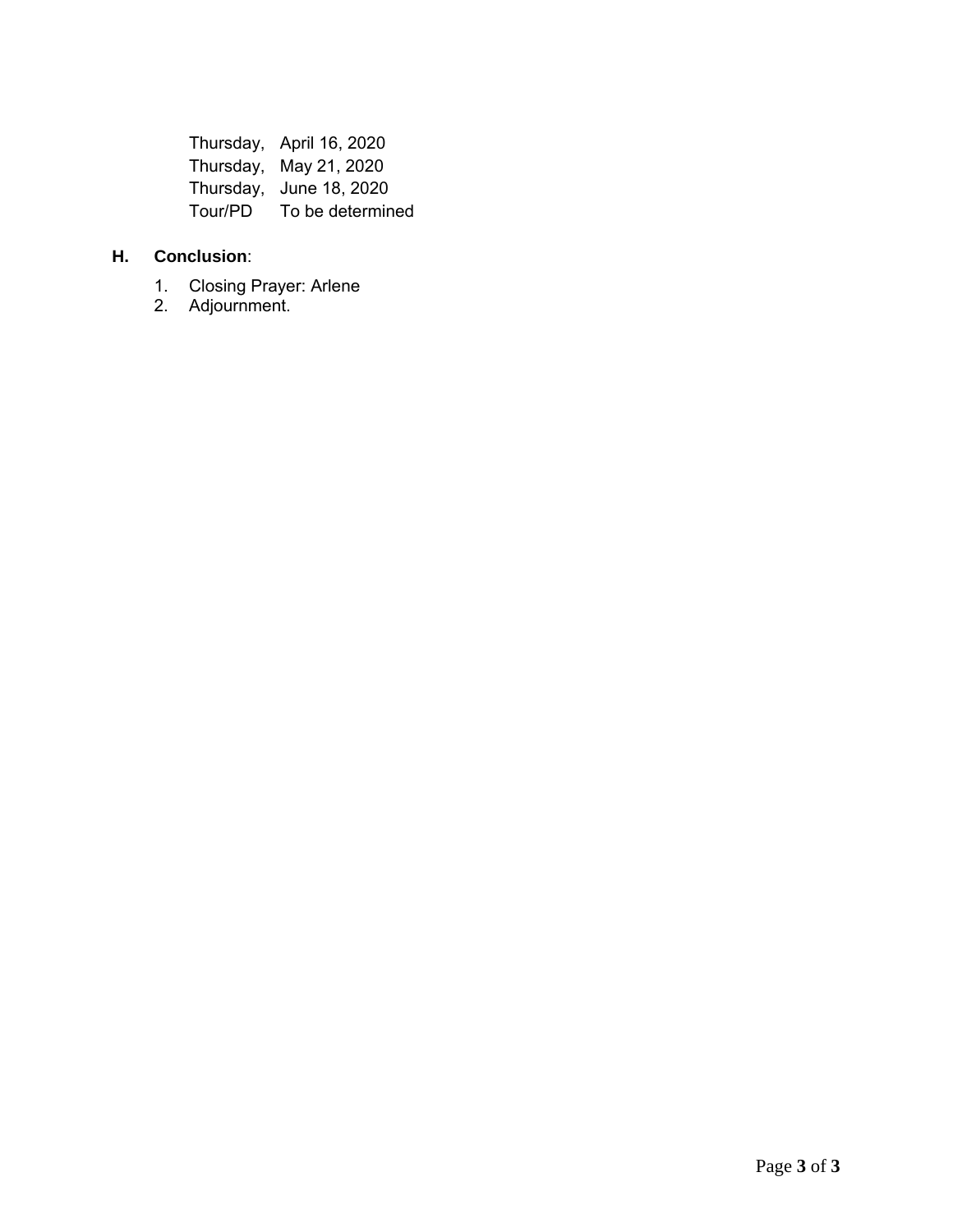| | |
|---|---|
| Thursday, | April 16, 2020 |
| Thursday, | May 21, 2020 |
| Thursday, | June 18, 2020 |
| Tour/PD | To be determined |

### H. **Conclusion**:

1. Closing Prayer: Arlene
2. Adjournment.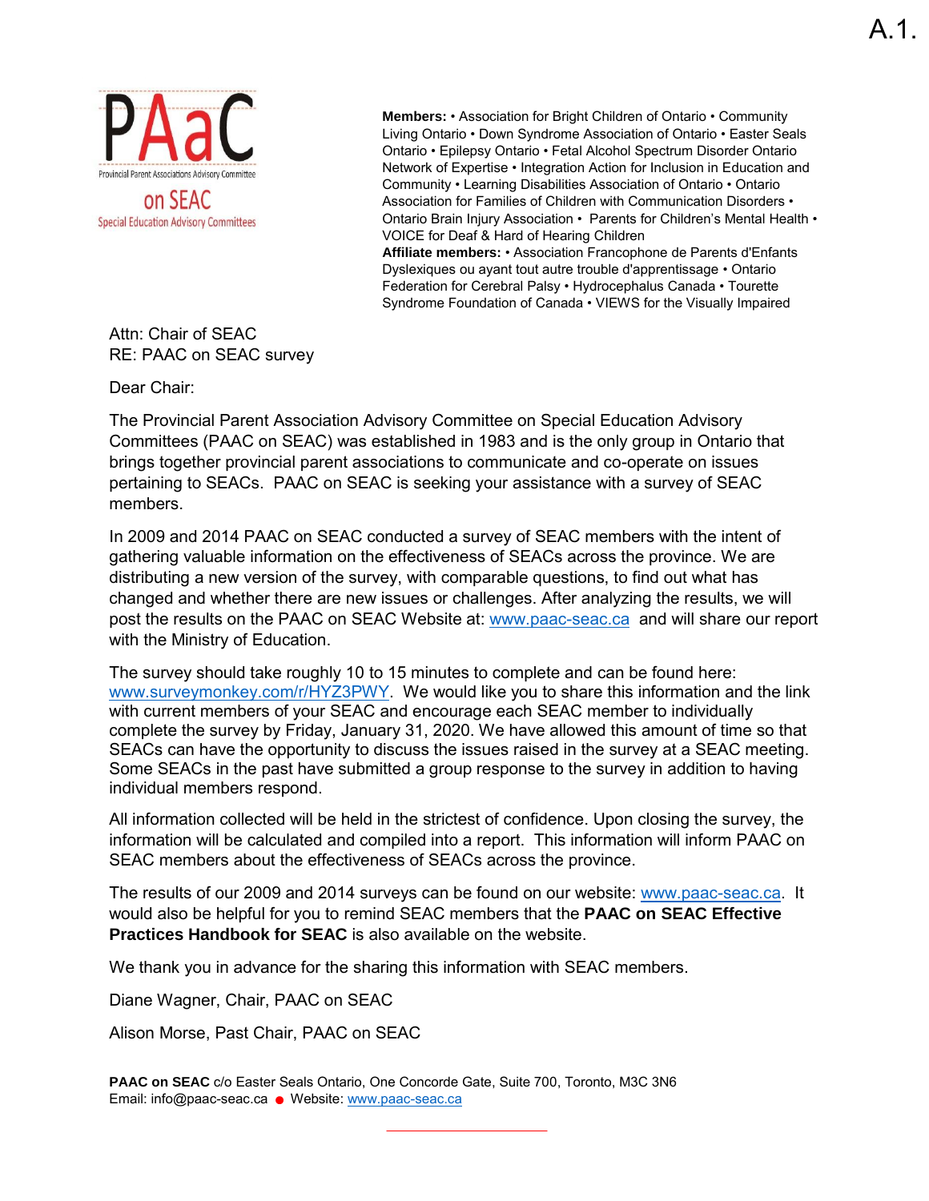A.1.

PAaC
Provincial Parent Associations Advisory Committee
on SEAC
Special Education Advisory Committees

**Members:** • Association for Bright Children of Ontario • Community Living Ontario • Down Syndrome Association of Ontario • Easter Seals Ontario • Epilepsy Ontario • Fetal Alcohol Spectrum Disorder Ontario Network of Expertise • Integration Action for Inclusion in Education and Community • Learning Disabilities Association of Ontario • Ontario Association for Families of Children with Communication Disorders • Ontario Brain Injury Association • Parents for Children's Mental Health • VOICE for Deaf & Hard of Hearing Children

**Affiliate members:** • Association Francophone de Parents d'Enfants Dyslexiques ou ayant tout autre trouble d'apprentissage • Ontario Federation for Cerebral Palsy • Hydrocephalus Canada • Tourette Syndrome Foundation of Canada • VIEWS for the Visually Impaired

Attn: Chair of SEAC
RE: PAAC on SEAC survey

Dear Chair:

The Provincial Parent Association Advisory Committee on Special Education Advisory Committees (PAAC on SEAC) was established in 1983 and is the only group in Ontario that brings together provincial parent associations to communicate and co-operate on issues pertaining to SEACs. PAAC on SEAC is seeking your assistance with a survey of SEAC members.

In 2009 and 2014 PAAC on SEAC conducted a survey of SEAC members with the intent of gathering valuable information on the effectiveness of SEACs across the province. We are distributing a new version of the survey, with comparable questions, to find out what has changed and whether there are new issues or challenges. After analyzing the results, we will post the results on the PAAC on SEAC Website at: www.paac-seac.ca and will share our report with the Ministry of Education.

The survey should take roughly 10 to 15 minutes to complete and can be found here: www.surveymonkey.com/r/HYZ3PWY. We would like you to share this information and the link with current members of your SEAC and encourage each SEAC member to individually complete the survey by Friday, January 31, 2020. We have allowed this amount of time so that SEACs can have the opportunity to discuss the issues raised in the survey at a SEAC meeting. Some SEACs in the past have submitted a group response to the survey in addition to having individual members respond.

All information collected will be held in the strictest of confidence. Upon closing the survey, the information will be calculated and compiled into a report. This information will inform PAAC on SEAC members about the effectiveness of SEACs across the province.

The results of our 2009 and 2014 surveys can be found on our website: www.paac-seac.ca. It would also be helpful for you to remind SEAC members that the **PAAC on SEAC Effective Practices Handbook for SEAC** is also available on the website.

We thank you in advance for the sharing this information with SEAC members.

Diane Wagner, Chair, PAAC on SEAC

Alison Morse, Past Chair, PAAC on SEAC

**PAAC on SEAC** c/o Easter Seals Ontario, One Concorde Gate, Suite 700, Toronto, M3C 3N6
Email: info@paac-seac.ca ● Website: www.paac-seac.ca